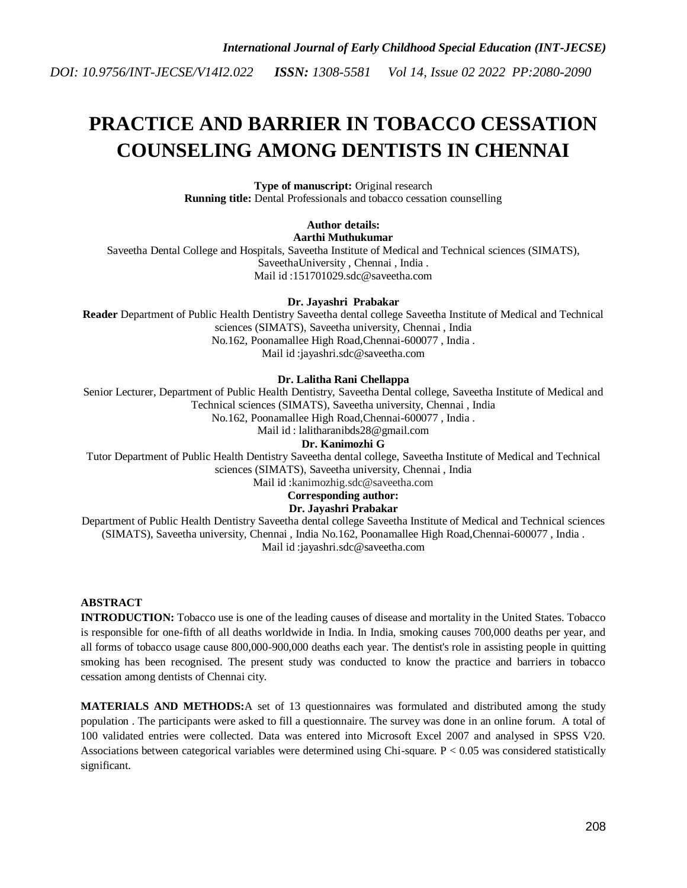# PRACTICE AND BARRIER IN TOBACCO CESSATION COUNSELING AMONG DENTISTS IN CHENNAI

**Type of manuscript:** Original research
**Running title:** Dental Professionals and tobacco cessation counselling

**Author details:**

**Aarthi Muthukumar**
Saveetha Dental College and Hospitals, Saveetha Institute of Medical and Technical sciences (SIMATS), SaveethaUniversity , Chennai , India .
Mail id :151701029.sdc@saveetha.com

**Dr. Jayashri Prabakar**
**Reader** Department of Public Health Dentistry Saveetha dental college Saveetha Institute of Medical and Technical sciences (SIMATS), Saveetha university, Chennai , India
No.162, Poonamallee High Road,Chennai-600077 , India .
Mail id :jayashri.sdc@saveetha.com

**Dr. Lalitha Rani Chellappa**
Senior Lecturer, Department of Public Health Dentistry, Saveetha Dental college, Saveetha Institute of Medical and Technical sciences (SIMATS), Saveetha university, Chennai , India
No.162, Poonamallee High Road,Chennai-600077 , India .
Mail id : lalitharanibds28@gmail.com

**Dr. Kanimozhi G**
Tutor Department of Public Health Dentistry Saveetha dental college, Saveetha Institute of Medical and Technical sciences (SIMATS), Saveetha university, Chennai , India
Mail id :kanimozhig.sdc@saveetha.com

**Corresponding author:**
**Dr. Jayashri Prabakar**
Department of Public Health Dentistry Saveetha dental college Saveetha Institute of Medical and Technical sciences (SIMATS), Saveetha university, Chennai , India No.162, Poonamallee High Road,Chennai-600077 , India .
Mail id :jayashri.sdc@saveetha.com

## ABSTRACT

**INTRODUCTION:** Tobacco use is one of the leading causes of disease and mortality in the United States. Tobacco is responsible for one-fifth of all deaths worldwide in India. In India, smoking causes 700,000 deaths per year, and all forms of tobacco usage cause 800,000-900,000 deaths each year. The dentist's role in assisting people in quitting smoking has been recognised. The present study was conducted to know the practice and barriers in tobacco cessation among dentists of Chennai city.

**MATERIALS AND METHODS:**A set of 13 questionnaires was formulated and distributed among the study population . The participants were asked to fill a questionnaire. The survey was done in an online forum. A total of 100 validated entries were collected. Data was entered into Microsoft Excel 2007 and analysed in SPSS V20. Associations between categorical variables were determined using Chi-square. $P < 0.05$ was considered statistically significant.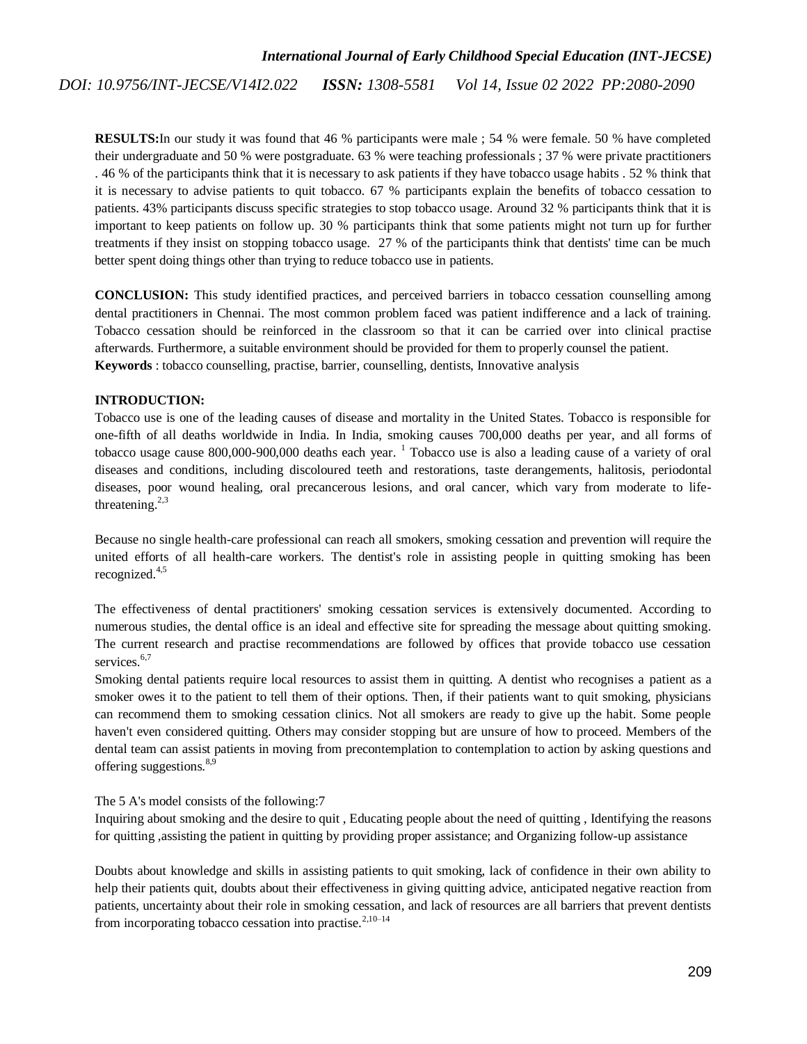**RESULTS:**In our study it was found that 46 % participants were male ; 54 % were female. 50 % have completed their undergraduate and 50 % were postgraduate. 63 % were teaching professionals ; 37 % were private practitioners . 46 % of the participants think that it is necessary to ask patients if they have tobacco usage habits . 52 % think that it is necessary to advise patients to quit tobacco. 67 % participants explain the benefits of tobacco cessation to patients. 43% participants discuss specific strategies to stop tobacco usage. Around 32 % participants think that it is important to keep patients on follow up. 30 % participants think that some patients might not turn up for further treatments if they insist on stopping tobacco usage. 27 % of the participants think that dentists' time can be much better spent doing things other than trying to reduce tobacco use in patients.

**CONCLUSION:** This study identified practices, and perceived barriers in tobacco cessation counselling among dental practitioners in Chennai. The most common problem faced was patient indifference and a lack of training. Tobacco cessation should be reinforced in the classroom so that it can be carried over into clinical practise afterwards. Furthermore, a suitable environment should be provided for them to properly counsel the patient.

**Keywords** : tobacco counselling, practise, barrier, counselling, dentists, Innovative analysis

**INTRODUCTION:**

Tobacco use is one of the leading causes of disease and mortality in the United States. Tobacco is responsible for one-fifth of all deaths worldwide in India. In India, smoking causes 700,000 deaths per year, and all forms of tobacco usage cause 800,000-900,000 deaths each year. [1] Tobacco use is also a leading cause of a variety of oral diseases and conditions, including discoloured teeth and restorations, taste derangements, halitosis, periodontal diseases, poor wound healing, oral precancerous lesions, and oral cancer, which vary from moderate to life-threatening.[2,3]

Because no single health-care professional can reach all smokers, smoking cessation and prevention will require the united efforts of all health-care workers. The dentist's role in assisting people in quitting smoking has been recognized.[4,5]

The effectiveness of dental practitioners' smoking cessation services is extensively documented. According to numerous studies, the dental office is an ideal and effective site for spreading the message about quitting smoking. The current research and practise recommendations are followed by offices that provide tobacco use cessation services.[6,7]

Smoking dental patients require local resources to assist them in quitting. A dentist who recognises a patient as a smoker owes it to the patient to tell them of their options. Then, if their patients want to quit smoking, physicians can recommend them to smoking cessation clinics. Not all smokers are ready to give up the habit. Some people haven't even considered quitting. Others may consider stopping but are unsure of how to proceed. Members of the dental team can assist patients in moving from precontemplation to contemplation to action by asking questions and offering suggestions.[8,9]

The 5 A's model consists of the following:7

Inquiring about smoking and the desire to quit , Educating people about the need of quitting , Identifying the reasons for quitting ,assisting the patient in quitting by providing proper assistance; and Organizing follow-up assistance

Doubts about knowledge and skills in assisting patients to quit smoking, lack of confidence in their own ability to help their patients quit, doubts about their effectiveness in giving quitting advice, anticipated negative reaction from patients, uncertainty about their role in smoking cessation, and lack of resources are all barriers that prevent dentists from incorporating tobacco cessation into practise.[2,10–14]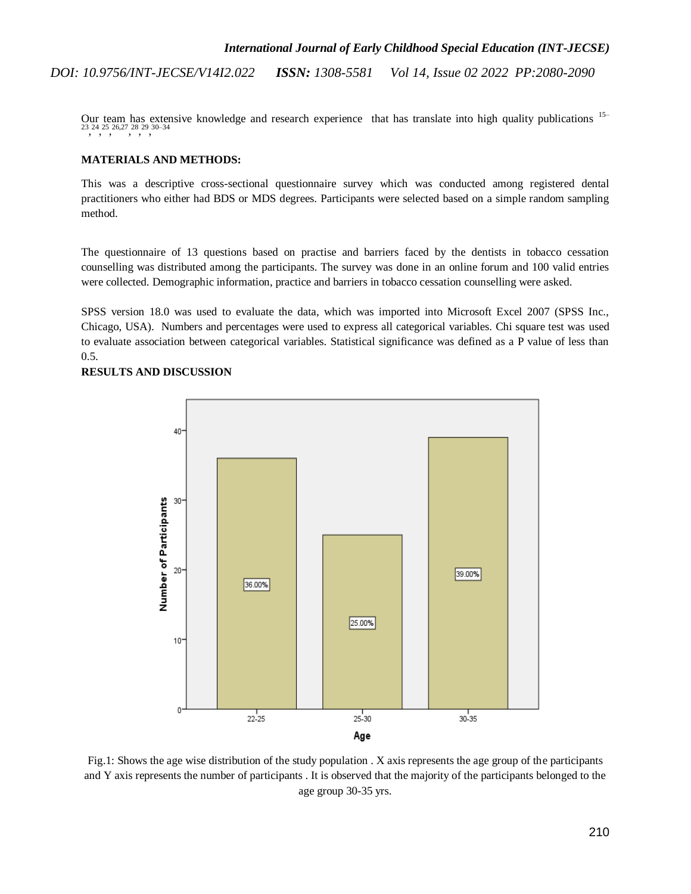Our team has extensive knowledge and research experience that has translate into high quality publications [15–23,24,25,26,27,28,29,30–34]

**MATERIALS AND METHODS:**

This was a descriptive cross-sectional questionnaire survey which was conducted among registered dental practitioners who either had BDS or MDS degrees. Participants were selected based on a simple random sampling method.

The questionnaire of 13 questions based on practise and barriers faced by the dentists in tobacco cessation counselling was distributed among the participants. The survey was done in an online forum and 100 valid entries were collected. Demographic information, practice and barriers in tobacco cessation counselling were asked.

SPSS version 18.0 was used to evaluate the data, which was imported into Microsoft Excel 2007 (SPSS Inc., Chicago, USA). Numbers and percentages were used to express all categorical variables. Chi square test was used to evaluate association between categorical variables. Statistical significance was defined as a P value of less than 0.5.

**RESULTS AND DISCUSSION**

Fig.1: Shows the age wise distribution of the study population . X axis represents the age group of the participants and Y axis represents the number of participants . It is observed that the majority of the participants belonged to the age group 30-35 yrs.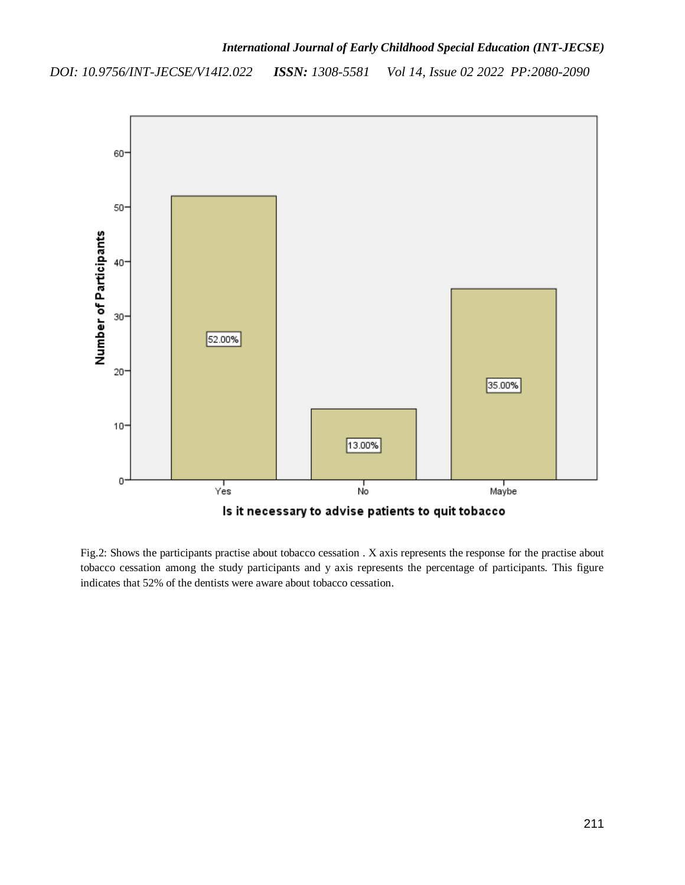Fig.2: Shows the participants practise about tobacco cessation . X axis represents the response for the practise about tobacco cessation among the study participants and y axis represents the percentage of participants. This figure indicates that 52% of the dentists were aware about tobacco cessation.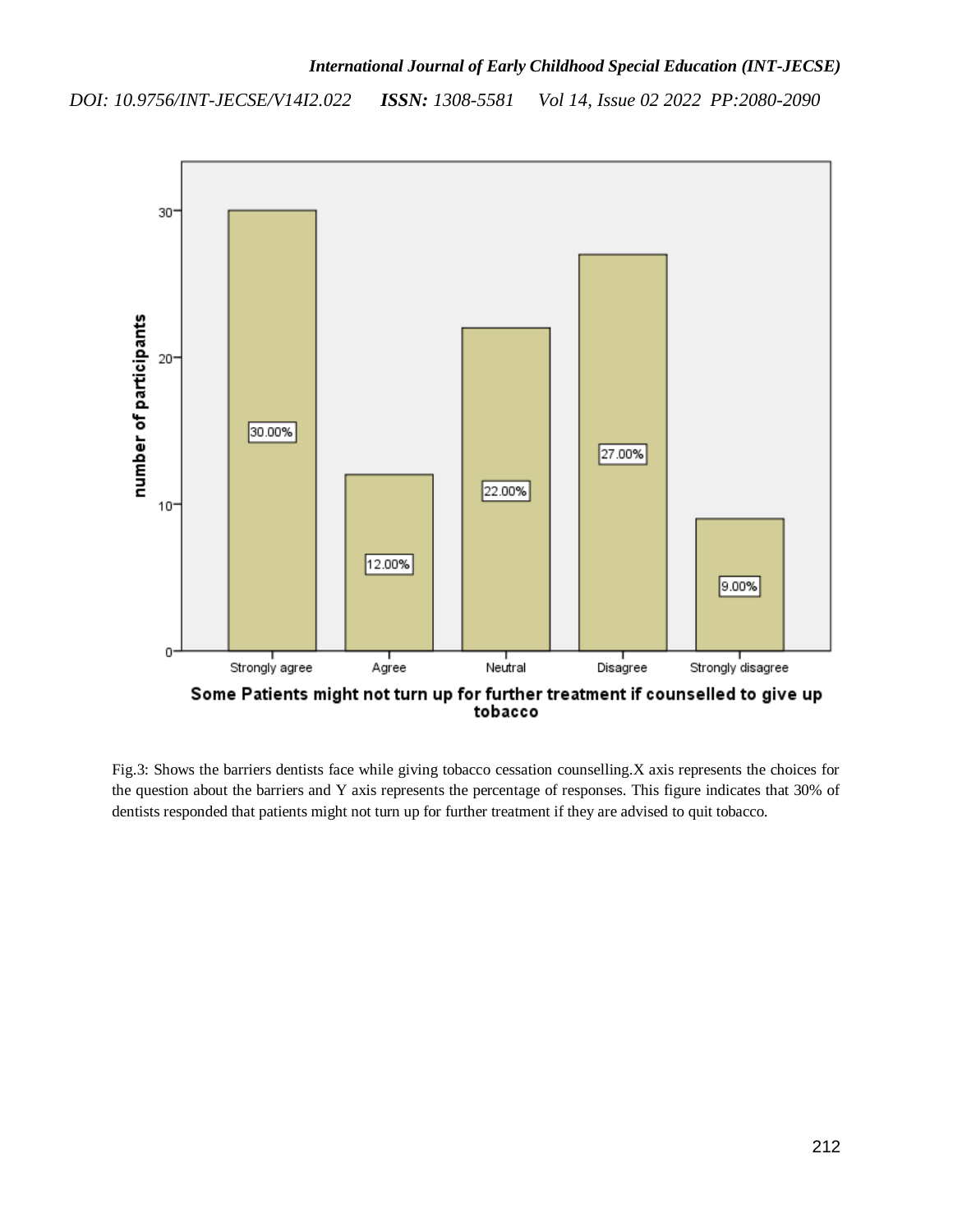Fig.3: Shows the barriers dentists face while giving tobacco cessation counselling.X axis represents the choices for the question about the barriers and Y axis represents the percentage of responses. This figure indicates that 30% of dentists responded that patients might not turn up for further treatment if they are advised to quit tobacco.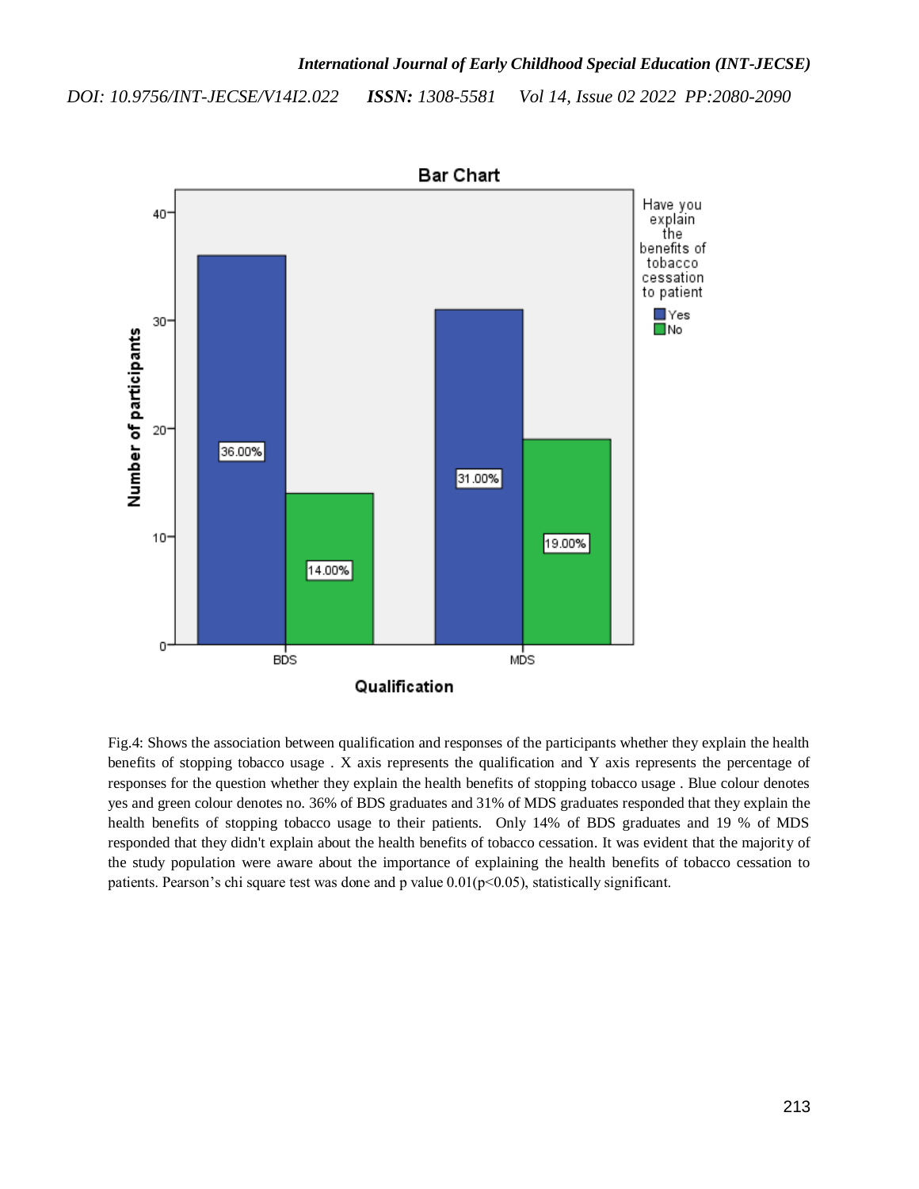Fig.4: Shows the association between qualification and responses of the participants whether they explain the health benefits of stopping tobacco usage . X axis represents the qualification and Y axis represents the percentage of responses for the question whether they explain the health benefits of stopping tobacco usage . Blue colour denotes yes and green colour denotes no. 36% of BDS graduates and 31% of MDS graduates responded that they explain the health benefits of stopping tobacco usage to their patients. Only 14% of BDS graduates and 19 % of MDS responded that they didn't explain about the health benefits of tobacco cessation. It was evident that the majority of the study population were aware about the importance of explaining the health benefits of tobacco cessation to patients. Pearson's chi square test was done and p value 0.01($p<0.05$), statistically significant.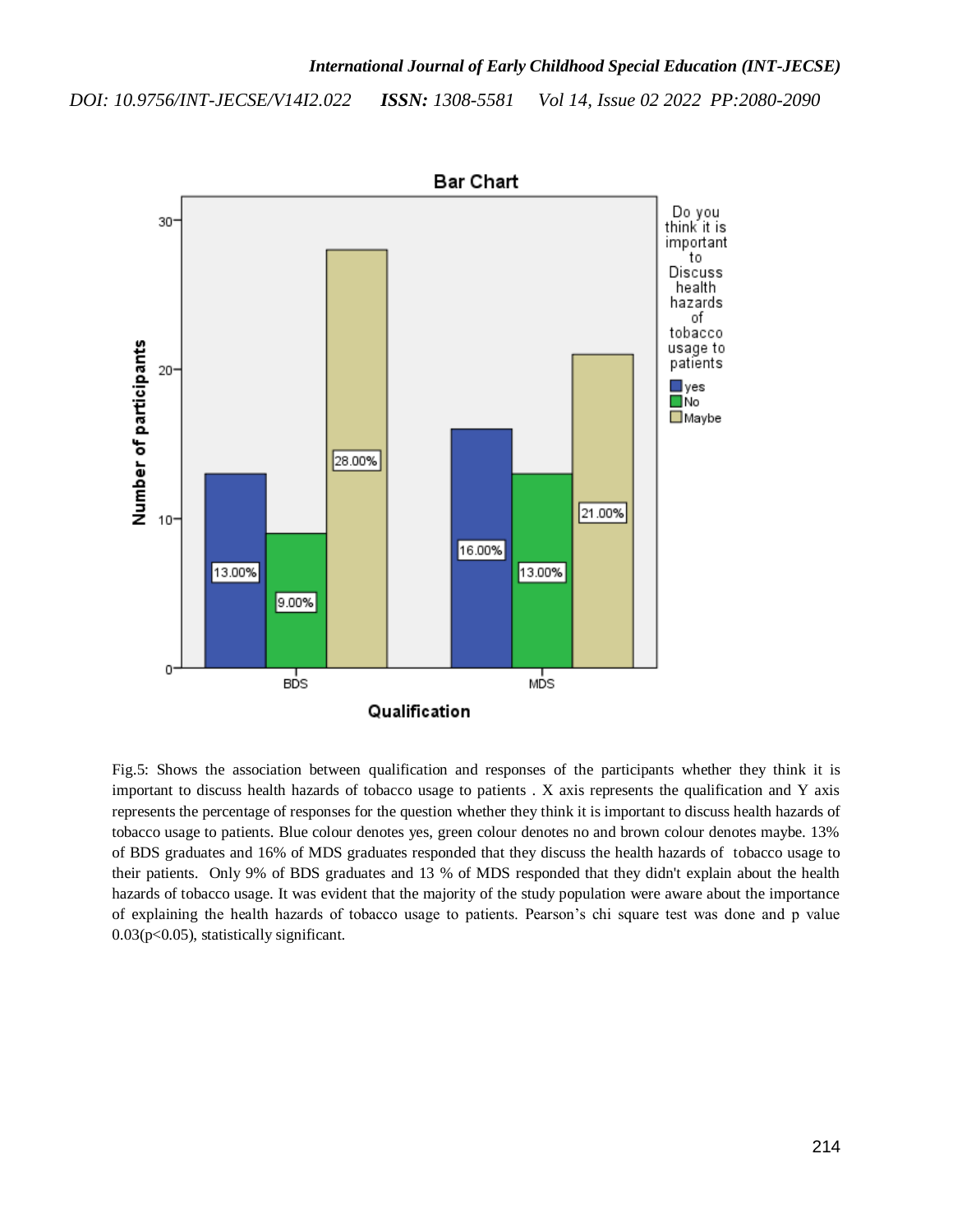Fig.5: Shows the association between qualification and responses of the participants whether they think it is important to discuss health hazards of tobacco usage to patients . X axis represents the qualification and Y axis represents the percentage of responses for the question whether they think it is important to discuss health hazards of tobacco usage to patients. Blue colour denotes yes, green colour denotes no and brown colour denotes maybe. 13% of BDS graduates and 16% of MDS graduates responded that they discuss the health hazards of tobacco usage to their patients. Only 9% of BDS graduates and 13 % of MDS responded that they didn't explain about the health hazards of tobacco usage. It was evident that the majority of the study population were aware about the importance of explaining the health hazards of tobacco usage to patients. Pearson's chi square test was done and p value 0.03($p<0.05$), statistically significant.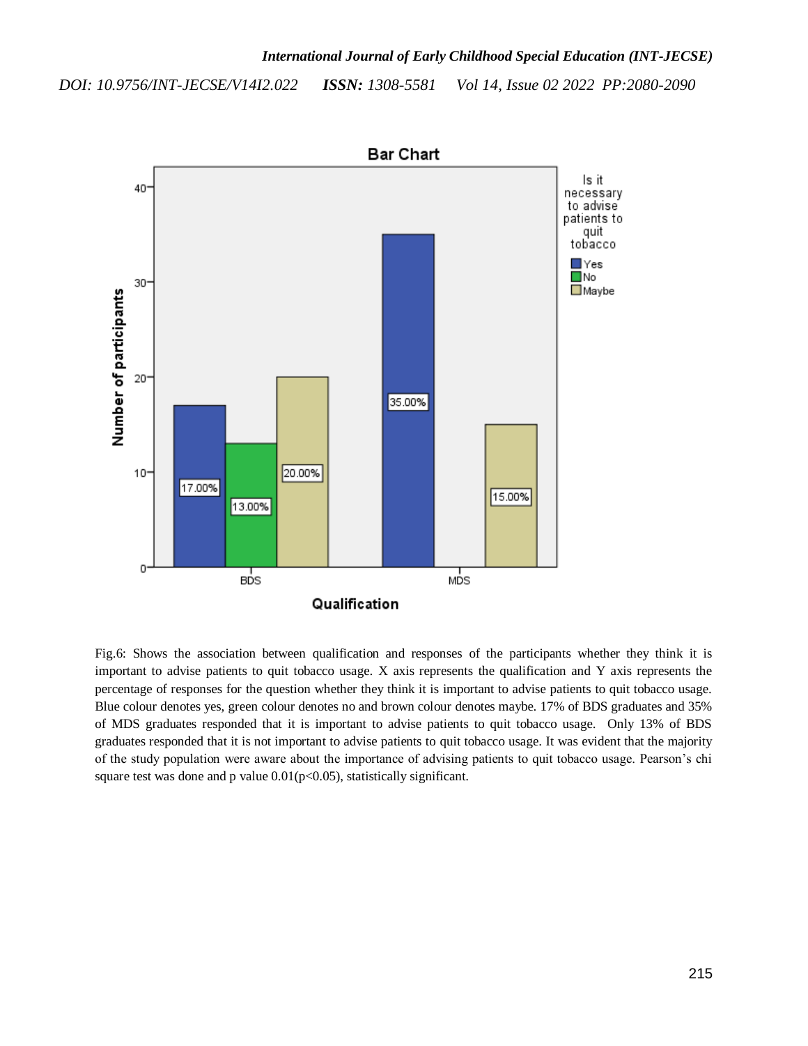Fig.6: Shows the association between qualification and responses of the participants whether they think it is important to advise patients to quit tobacco usage. X axis represents the qualification and Y axis represents the percentage of responses for the question whether they think it is important to advise patients to quit tobacco usage. Blue colour denotes yes, green colour denotes no and brown colour denotes maybe. 17% of BDS graduates and 35% of MDS graduates responded that it is important to advise patients to quit tobacco usage. Only 13% of BDS graduates responded that it is not important to advise patients to quit tobacco usage. It was evident that the majority of the study population were aware about the importance of advising patients to quit tobacco usage. Pearson's chi square test was done and p value 0.01($p<0.05$), statistically significant.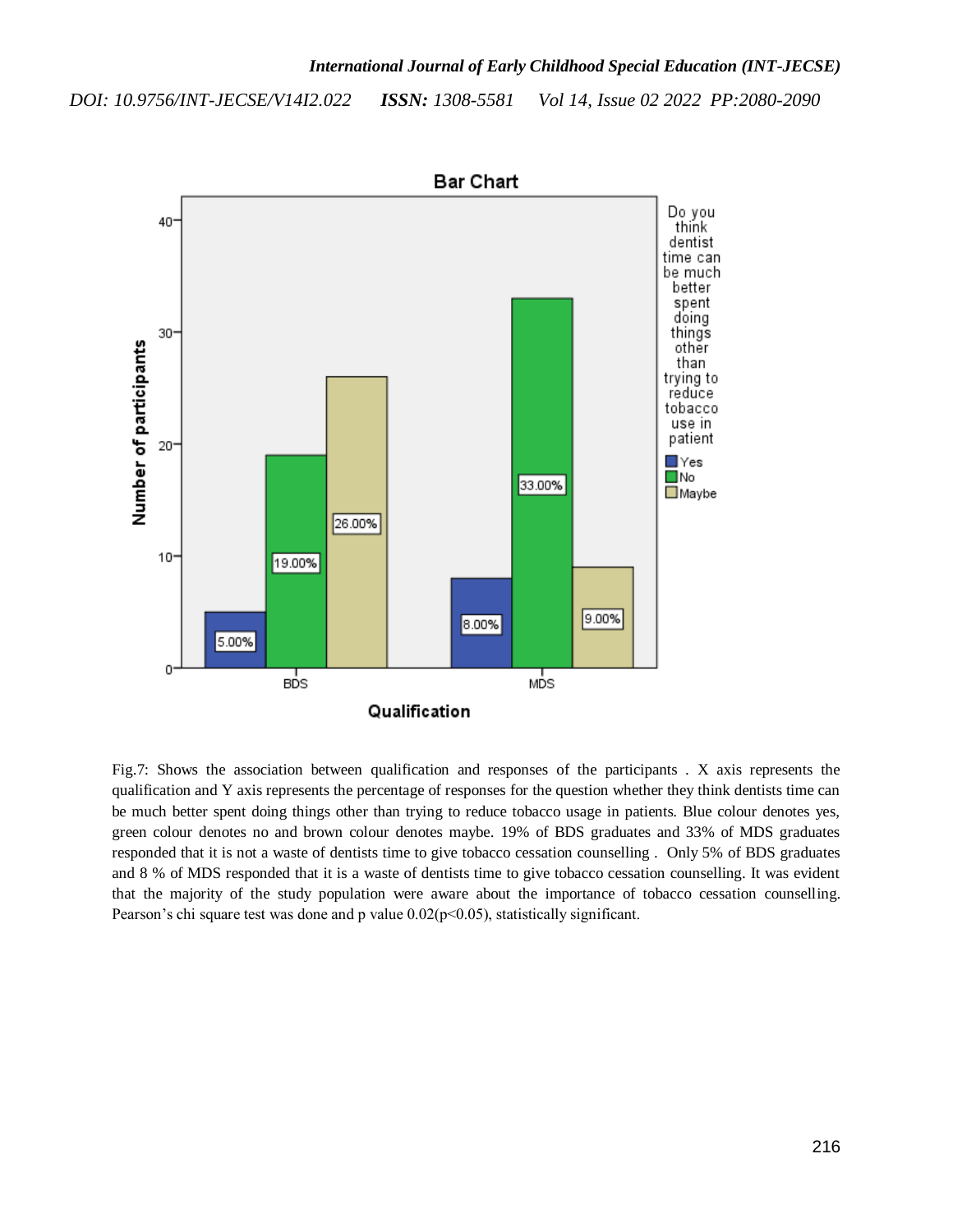Fig.7: Shows the association between qualification and responses of the participants . X axis represents the qualification and Y axis represents the percentage of responses for the question whether they think dentists time can be much better spent doing things other than trying to reduce tobacco usage in patients. Blue colour denotes yes, green colour denotes no and brown colour denotes maybe. 19% of BDS graduates and 33% of MDS graduates responded that it is not a waste of dentists time to give tobacco cessation counselling . Only 5% of BDS graduates and 8 % of MDS responded that it is a waste of dentists time to give tobacco cessation counselling. It was evident that the majority of the study population were aware about the importance of tobacco cessation counselling. Pearson's chi square test was done and p value 0.02($p<0.05$), statistically significant.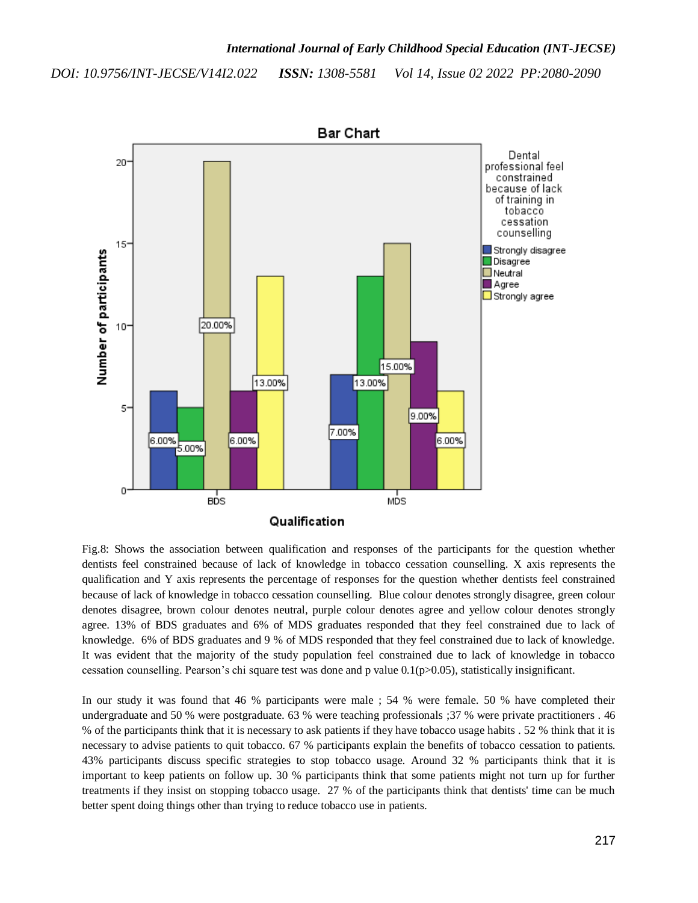Fig.8: Shows the association between qualification and responses of the participants for the question whether dentists feel constrained because of lack of knowledge in tobacco cessation counselling. X axis represents the qualification and Y axis represents the percentage of responses for the question whether dentists feel constrained because of lack of knowledge in tobacco cessation counselling. Blue colour denotes strongly disagree, green colour denotes disagree, brown colour denotes neutral, purple colour denotes agree and yellow colour denotes strongly agree. 13% of BDS graduates and 6% of MDS graduates responded that they feel constrained due to lack of knowledge. 6% of BDS graduates and 9 % of MDS responded that they feel constrained due to lack of knowledge. It was evident that the majority of the study population feel constrained due to lack of knowledge in tobacco cessation counselling. Pearson's chi square test was done and p value 0.1(p>0.05), statistically insignificant.

In our study it was found that 46 % participants were male ; 54 % were female. 50 % have completed their undergraduate and 50 % were postgraduate. 63 % were teaching professionals ;37 % were private practitioners . 46 % of the participants think that it is necessary to ask patients if they have tobacco usage habits . 52 % think that it is necessary to advise patients to quit tobacco. 67 % participants explain the benefits of tobacco cessation to patients. 43% participants discuss specific strategies to stop tobacco usage. Around 32 % participants think that it is important to keep patients on follow up. 30 % participants think that some patients might not turn up for further treatments if they insist on stopping tobacco usage. 27 % of the participants think that dentists' time can be much better spent doing things other than trying to reduce tobacco use in patients.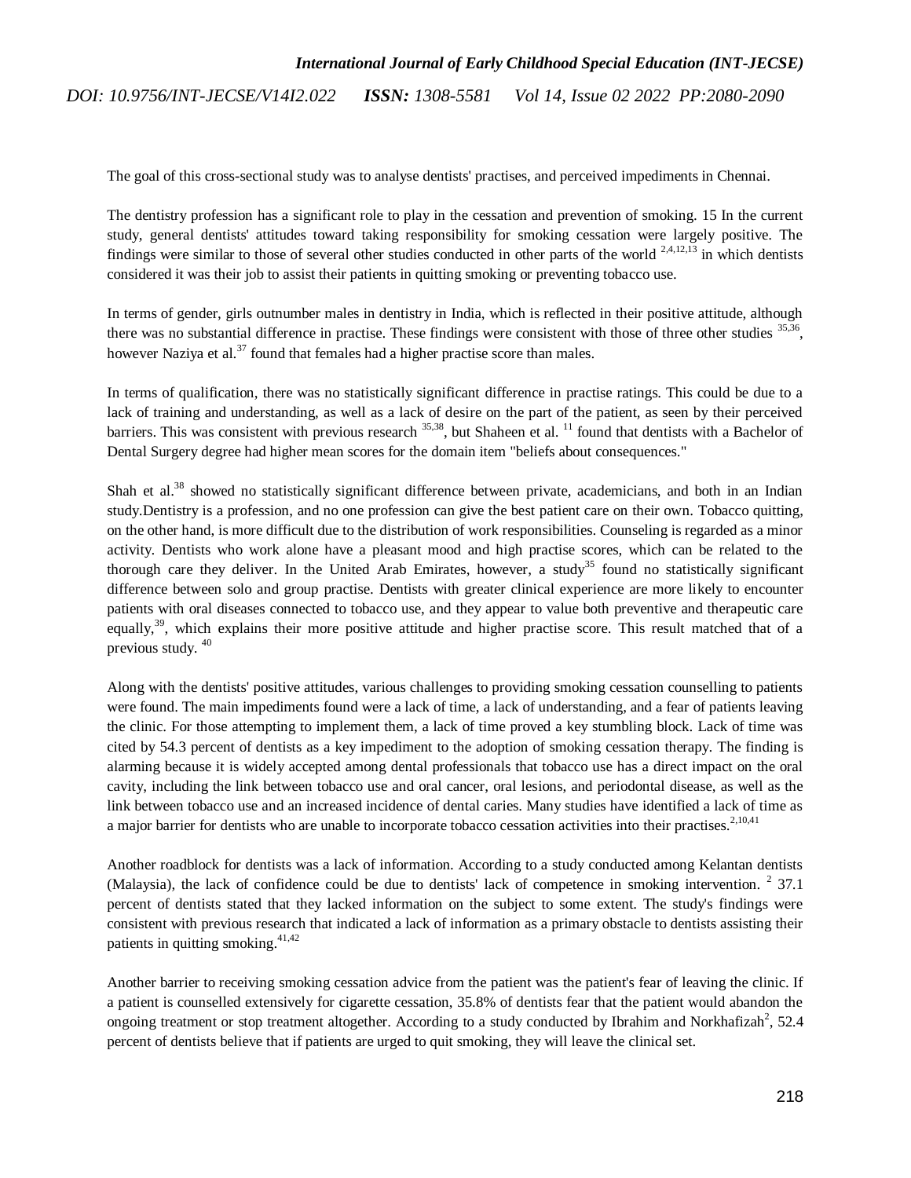The goal of this cross-sectional study was to analyse dentists' practises, and perceived impediments in Chennai.

The dentistry profession has a significant role to play in the cessation and prevention of smoking. 15 In the current study, general dentists' attitudes toward taking responsibility for smoking cessation were largely positive. The findings were similar to those of several other studies conducted in other parts of the world [2,4,12,13] in which dentists considered it was their job to assist their patients in quitting smoking or preventing tobacco use.

In terms of gender, girls outnumber males in dentistry in India, which is reflected in their positive attitude, although there was no substantial difference in practise. These findings were consistent with those of three other studies [35,36], however Naziya et al.[37] found that females had a higher practise score than males.

In terms of qualification, there was no statistically significant difference in practise ratings. This could be due to a lack of training and understanding, as well as a lack of desire on the part of the patient, as seen by their perceived barriers. This was consistent with previous research [35,38], but Shaheen et al. [11] found that dentists with a Bachelor of Dental Surgery degree had higher mean scores for the domain item "beliefs about consequences."

Shah et al.[38] showed no statistically significant difference between private, academicians, and both in an Indian study.Dentistry is a profession, and no one profession can give the best patient care on their own. Tobacco quitting, on the other hand, is more difficult due to the distribution of work responsibilities. Counseling is regarded as a minor activity. Dentists who work alone have a pleasant mood and high practise scores, which can be related to the thorough care they deliver. In the United Arab Emirates, however, a study[35] found no statistically significant difference between solo and group practise. Dentists with greater clinical experience are more likely to encounter patients with oral diseases connected to tobacco use, and they appear to value both preventive and therapeutic care equally,[39], which explains their more positive attitude and higher practise score. This result matched that of a previous study. [40]

Along with the dentists' positive attitudes, various challenges to providing smoking cessation counselling to patients were found. The main impediments found were a lack of time, a lack of understanding, and a fear of patients leaving the clinic. For those attempting to implement them, a lack of time proved a key stumbling block. Lack of time was cited by 54.3 percent of dentists as a key impediment to the adoption of smoking cessation therapy. The finding is alarming because it is widely accepted among dental professionals that tobacco use has a direct impact on the oral cavity, including the link between tobacco use and oral cancer, oral lesions, and periodontal disease, as well as the link between tobacco use and an increased incidence of dental caries. Many studies have identified a lack of time as a major barrier for dentists who are unable to incorporate tobacco cessation activities into their practises.[2,10,41]

Another roadblock for dentists was a lack of information. According to a study conducted among Kelantan dentists (Malaysia), the lack of confidence could be due to dentists' lack of competence in smoking intervention. [2] 37.1 percent of dentists stated that they lacked information on the subject to some extent. The study's findings were consistent with previous research that indicated a lack of information as a primary obstacle to dentists assisting their patients in quitting smoking.[41,42]

Another barrier to receiving smoking cessation advice from the patient was the patient's fear of leaving the clinic. If a patient is counselled extensively for cigarette cessation, 35.8% of dentists fear that the patient would abandon the ongoing treatment or stop treatment altogether. According to a study conducted by Ibrahim and Norkhafizah[2], 52.4 percent of dentists believe that if patients are urged to quit smoking, they will leave the clinical set.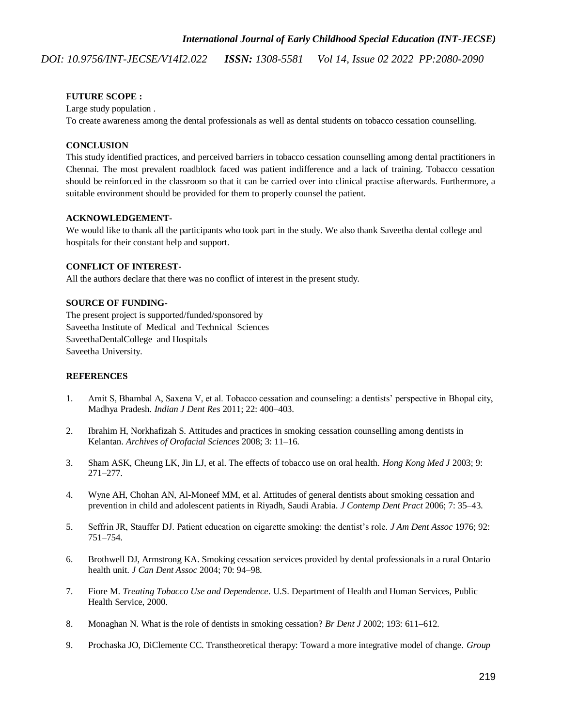**FUTURE SCOPE :**

Large study population .

To create awareness among the dental professionals as well as dental students on tobacco cessation counselling.

**CONCLUSION**

This study identified practices, and perceived barriers in tobacco cessation counselling among dental practitioners in Chennai. The most prevalent roadblock faced was patient indifference and a lack of training. Tobacco cessation should be reinforced in the classroom so that it can be carried over into clinical practise afterwards. Furthermore, a suitable environment should be provided for them to properly counsel the patient.

**ACKNOWLEDGEMENT-**

We would like to thank all the participants who took part in the study. We also thank Saveetha dental college and hospitals for their constant help and support.

**CONFLICT OF INTEREST-**

All the authors declare that there was no conflict of interest in the present study.

**SOURCE OF FUNDING-**

The present project is supported/funded/sponsored by
Saveetha Institute of Medical and Technical Sciences
SaveethaDentalCollege and Hospitals
Saveetha University.

**REFERENCES**

1. Amit S, Bhambal A, Saxena V, et al. Tobacco cessation and counseling: a dentists' perspective in Bhopal city, Madhya Pradesh. *Indian J Dent Res* 2011; 22: 400–403.
2. Ibrahim H, Norkhafizah S. Attitudes and practices in smoking cessation counselling among dentists in Kelantan. *Archives of Orofacial Sciences* 2008; 3: 11–16.
3. Sham ASK, Cheung LK, Jin LJ, et al. The effects of tobacco use on oral health. *Hong Kong Med J* 2003; 9: 271–277.
4. Wyne AH, Chohan AN, Al-Moneef MM, et al. Attitudes of general dentists about smoking cessation and prevention in child and adolescent patients in Riyadh, Saudi Arabia. *J Contemp Dent Pract* 2006; 7: 35–43.
5. Seffrin JR, Stauffer DJ. Patient education on cigarette smoking: the dentist's role. *J Am Dent Assoc* 1976; 92: 751–754.
6. Brothwell DJ, Armstrong KA. Smoking cessation services provided by dental professionals in a rural Ontario health unit. *J Can Dent Assoc* 2004; 70: 94–98.
7. Fiore M. *Treating Tobacco Use and Dependence*. U.S. Department of Health and Human Services, Public Health Service, 2000.
8. Monaghan N. What is the role of dentists in smoking cessation? *Br Dent J* 2002; 193: 611–612.
9. Prochaska JO, DiClemente CC. Transtheoretical therapy: Toward a more integrative model of change. *Group*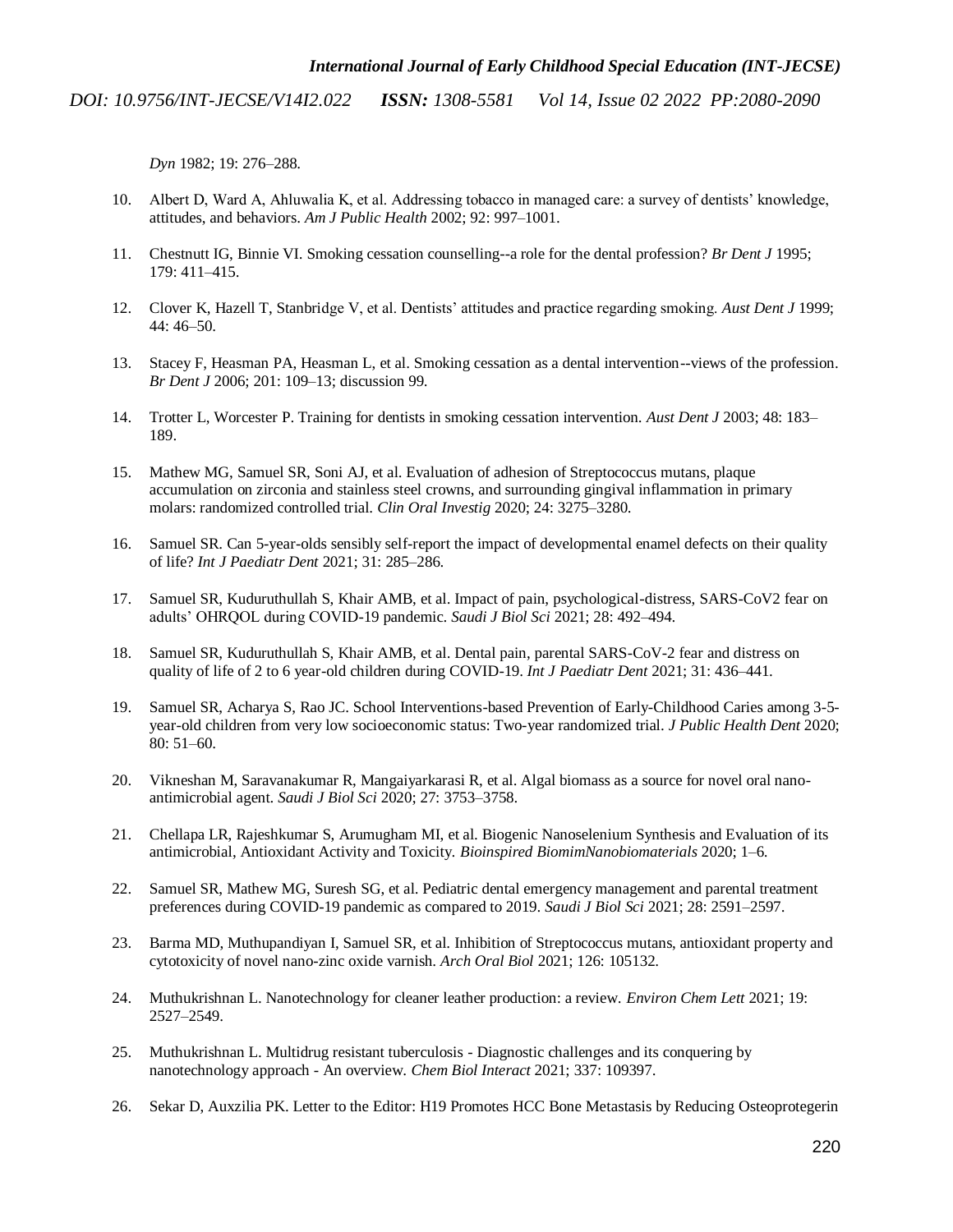*Dyn* 1982; 19: 276–288.

10. Albert D, Ward A, Ahluwalia K, et al. Addressing tobacco in managed care: a survey of dentists' knowledge, attitudes, and behaviors. *Am J Public Health* 2002; 92: 997–1001.

11. Chestnutt IG, Binnie VI. Smoking cessation counselling--a role for the dental profession? *Br Dent J* 1995; 179: 411–415.

12. Clover K, Hazell T, Stanbridge V, et al. Dentists' attitudes and practice regarding smoking. *Aust Dent J* 1999; 44: 46–50.

13. Stacey F, Heasman PA, Heasman L, et al. Smoking cessation as a dental intervention--views of the profession. *Br Dent J* 2006; 201: 109–13; discussion 99.

14. Trotter L, Worcester P. Training for dentists in smoking cessation intervention. *Aust Dent J* 2003; 48: 183–189.

15. Mathew MG, Samuel SR, Soni AJ, et al. Evaluation of adhesion of Streptococcus mutans, plaque accumulation on zirconia and stainless steel crowns, and surrounding gingival inflammation in primary molars: randomized controlled trial. *Clin Oral Investig* 2020; 24: 3275–3280.

16. Samuel SR. Can 5-year-olds sensibly self-report the impact of developmental enamel defects on their quality of life? *Int J Paediatr Dent* 2021; 31: 285–286.

17. Samuel SR, Kuduruthullah S, Khair AMB, et al. Impact of pain, psychological-distress, SARS-CoV2 fear on adults' OHRQOL during COVID-19 pandemic. *Saudi J Biol Sci* 2021; 28: 492–494.

18. Samuel SR, Kuduruthullah S, Khair AMB, et al. Dental pain, parental SARS-CoV-2 fear and distress on quality of life of 2 to 6 year-old children during COVID-19. *Int J Paediatr Dent* 2021; 31: 436–441.

19. Samuel SR, Acharya S, Rao JC. School Interventions-based Prevention of Early-Childhood Caries among 3-5-year-old children from very low socioeconomic status: Two-year randomized trial. *J Public Health Dent* 2020; 80: 51–60.

20. Vikneshan M, Saravanakumar R, Mangaiyarkarasi R, et al. Algal biomass as a source for novel oral nano-antimicrobial agent. *Saudi J Biol Sci* 2020; 27: 3753–3758.

21. Chellapa LR, Rajeshkumar S, Arumugham MI, et al. Biogenic Nanoselenium Synthesis and Evaluation of its antimicrobial, Antioxidant Activity and Toxicity. *Bioinspired BiomimNanobiomaterials* 2020; 1–6.

22. Samuel SR, Mathew MG, Suresh SG, et al. Pediatric dental emergency management and parental treatment preferences during COVID-19 pandemic as compared to 2019. *Saudi J Biol Sci* 2021; 28: 2591–2597.

23. Barma MD, Muthupandiyan I, Samuel SR, et al. Inhibition of Streptococcus mutans, antioxidant property and cytotoxicity of novel nano-zinc oxide varnish. *Arch Oral Biol* 2021; 126: 105132.

24. Muthukrishnan L. Nanotechnology for cleaner leather production: a review. *Environ Chem Lett* 2021; 19: 2527–2549.

25. Muthukrishnan L. Multidrug resistant tuberculosis - Diagnostic challenges and its conquering by nanotechnology approach - An overview. *Chem Biol Interact* 2021; 337: 109397.

26. Sekar D, Auxzilia PK. Letter to the Editor: H19 Promotes HCC Bone Metastasis by Reducing Osteoprotegerin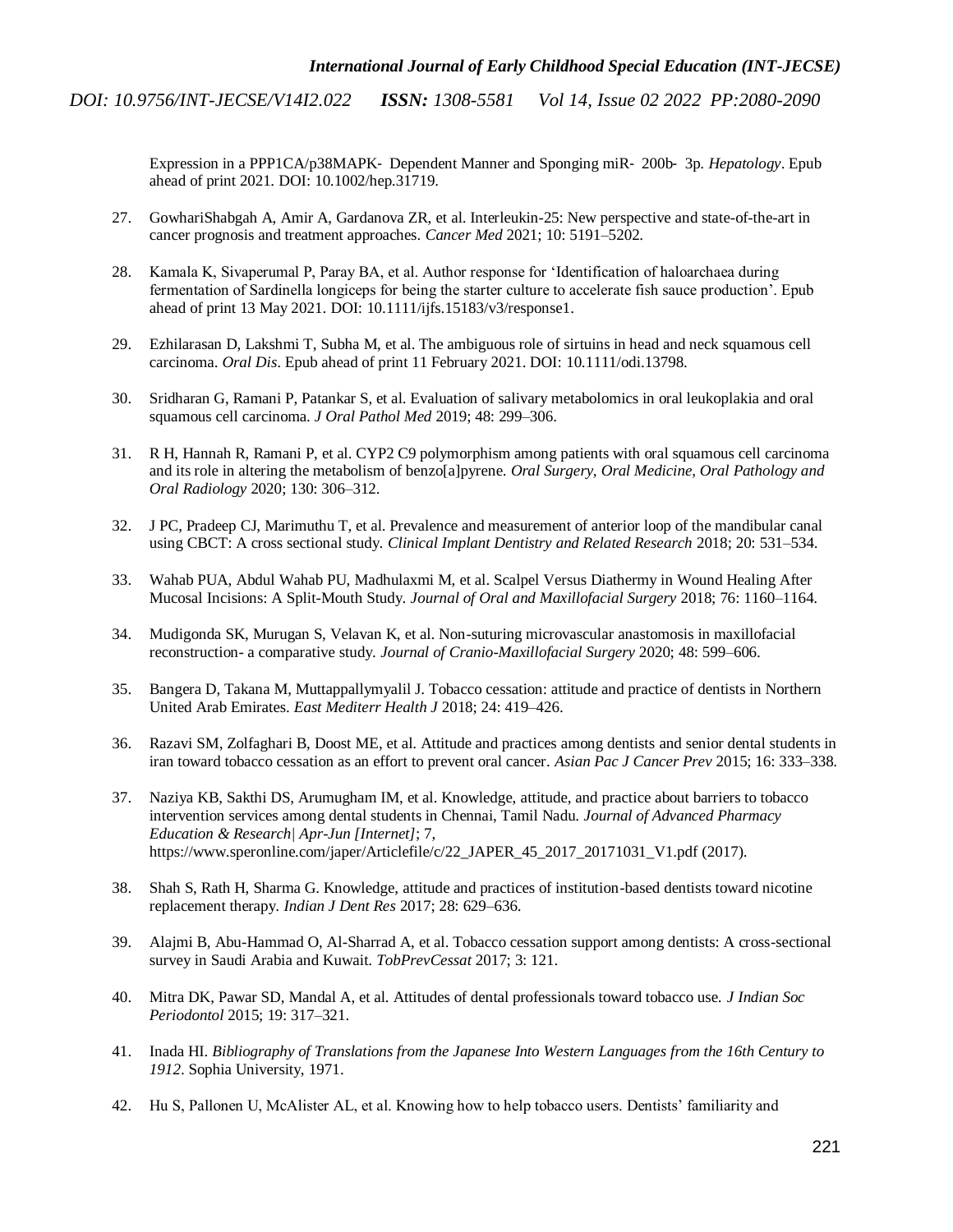Expression in a PPP1CA/p38MAPK- Dependent Manner and Sponging miR- 200b- 3p. *Hepatology*. Epub ahead of print 2021. DOI: 10.1002/hep.31719.

27. GowhariShabgah A, Amir A, Gardanova ZR, et al. Interleukin-25: New perspective and state-of-the-art in cancer prognosis and treatment approaches. *Cancer Med* 2021; 10: 5191–5202.

28. Kamala K, Sivaperumal P, Paray BA, et al. Author response for 'Identification of haloarchaea during fermentation of Sardinella longiceps for being the starter culture to accelerate fish sauce production'. Epub ahead of print 13 May 2021. DOI: 10.1111/ijfs.15183/v3/response1.

29. Ezhilarasan D, Lakshmi T, Subha M, et al. The ambiguous role of sirtuins in head and neck squamous cell carcinoma. *Oral Dis*. Epub ahead of print 11 February 2021. DOI: 10.1111/odi.13798.

30. Sridharan G, Ramani P, Patankar S, et al. Evaluation of salivary metabolomics in oral leukoplakia and oral squamous cell carcinoma. *J Oral Pathol Med* 2019; 48: 299–306.

31. R H, Hannah R, Ramani P, et al. CYP2 C9 polymorphism among patients with oral squamous cell carcinoma and its role in altering the metabolism of benzo[a]pyrene. *Oral Surgery, Oral Medicine, Oral Pathology and Oral Radiology* 2020; 130: 306–312.

32. J PC, Pradeep CJ, Marimuthu T, et al. Prevalence and measurement of anterior loop of the mandibular canal using CBCT: A cross sectional study. *Clinical Implant Dentistry and Related Research* 2018; 20: 531–534.

33. Wahab PUA, Abdul Wahab PU, Madhulaxmi M, et al. Scalpel Versus Diathermy in Wound Healing After Mucosal Incisions: A Split-Mouth Study. *Journal of Oral and Maxillofacial Surgery* 2018; 76: 1160–1164.

34. Mudigonda SK, Murugan S, Velavan K, et al. Non-suturing microvascular anastomosis in maxillofacial reconstruction- a comparative study. *Journal of Cranio-Maxillofacial Surgery* 2020; 48: 599–606.

35. Bangera D, Takana M, Muttappallymyalil J. Tobacco cessation: attitude and practice of dentists in Northern United Arab Emirates. *East Mediterr Health J* 2018; 24: 419–426.

36. Razavi SM, Zolfaghari B, Doost ME, et al. Attitude and practices among dentists and senior dental students in iran toward tobacco cessation as an effort to prevent oral cancer. *Asian Pac J Cancer Prev* 2015; 16: 333–338.

37. Naziya KB, Sakthi DS, Arumugham IM, et al. Knowledge, attitude, and practice about barriers to tobacco intervention services among dental students in Chennai, Tamil Nadu. *Journal of Advanced Pharmacy Education & Research| Apr-Jun [Internet]*; 7, https://www.speronline.com/japer/Articlefile/c/22_JAPER_45_2017_20171031_V1.pdf (2017).

38. Shah S, Rath H, Sharma G. Knowledge, attitude and practices of institution-based dentists toward nicotine replacement therapy. *Indian J Dent Res* 2017; 28: 629–636.

39. Alajmi B, Abu-Hammad O, Al-Sharrad A, et al. Tobacco cessation support among dentists: A cross-sectional survey in Saudi Arabia and Kuwait. *TobPrevCessat* 2017; 3: 121.

40. Mitra DK, Pawar SD, Mandal A, et al. Attitudes of dental professionals toward tobacco use. *J Indian Soc Periodontol* 2015; 19: 317–321.

41. Inada HI. *Bibliography of Translations from the Japanese Into Western Languages from the 16th Century to 1912*. Sophia University, 1971.

42. Hu S, Pallonen U, McAlister AL, et al. Knowing how to help tobacco users. Dentists' familiarity and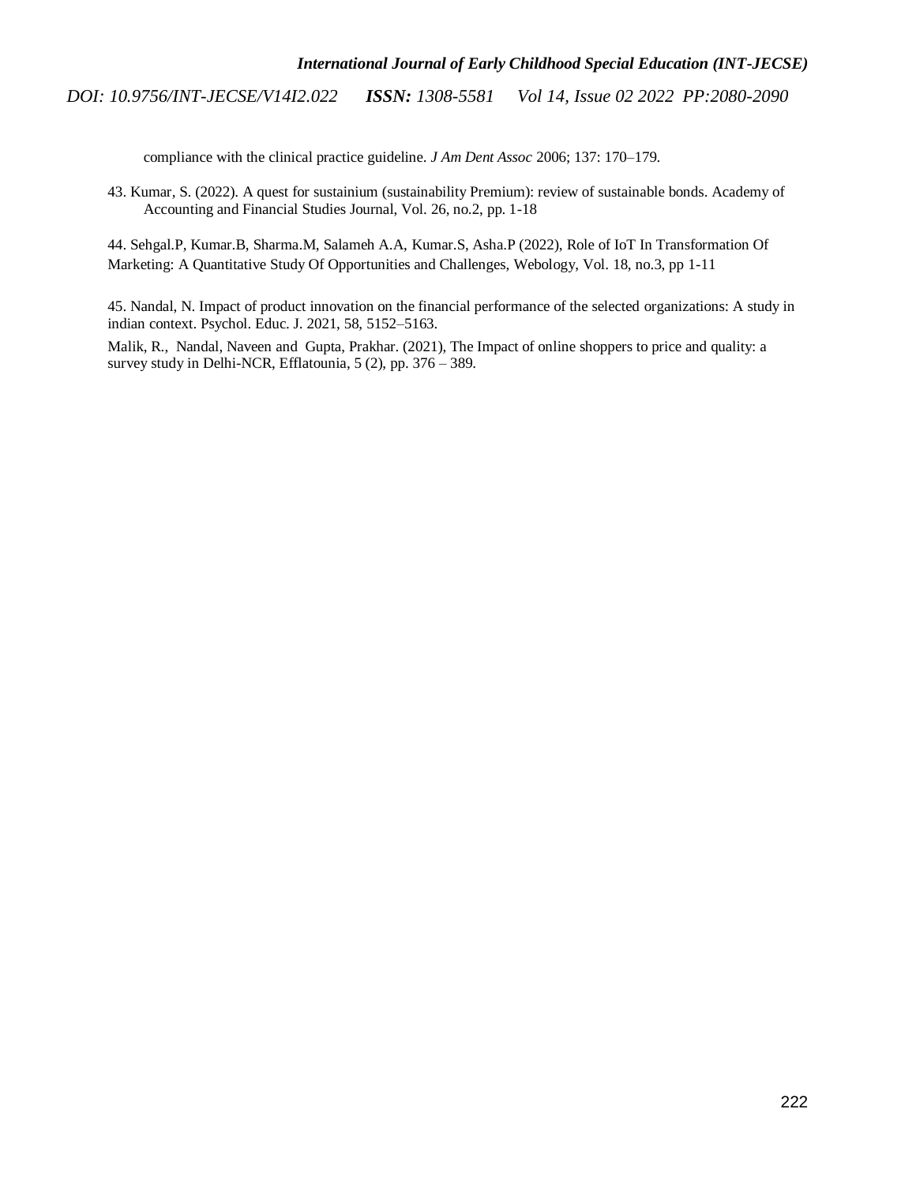compliance with the clinical practice guideline. *J Am Dent Assoc* 2006; 137: 170–179.

43. Kumar, S. (2022). A quest for sustainium (sustainability Premium): review of sustainable bonds. Academy of Accounting and Financial Studies Journal, Vol. 26, no.2, pp. 1-18

44. Sehgal.P, Kumar.B, Sharma.M, Salameh A.A, Kumar.S, Asha.P (2022), Role of IoT In Transformation Of Marketing: A Quantitative Study Of Opportunities and Challenges, Webology, Vol. 18, no.3, pp 1-11

45. Nandal, N. Impact of product innovation on the financial performance of the selected organizations: A study in indian context. Psychol. Educ. J. 2021, 58, 5152–5163.

Malik, R., Nandal, Naveen and Gupta, Prakhar. (2021), The Impact of online shoppers to price and quality: a survey study in Delhi-NCR, Efflatounia, 5 (2), pp. 376 – 389.